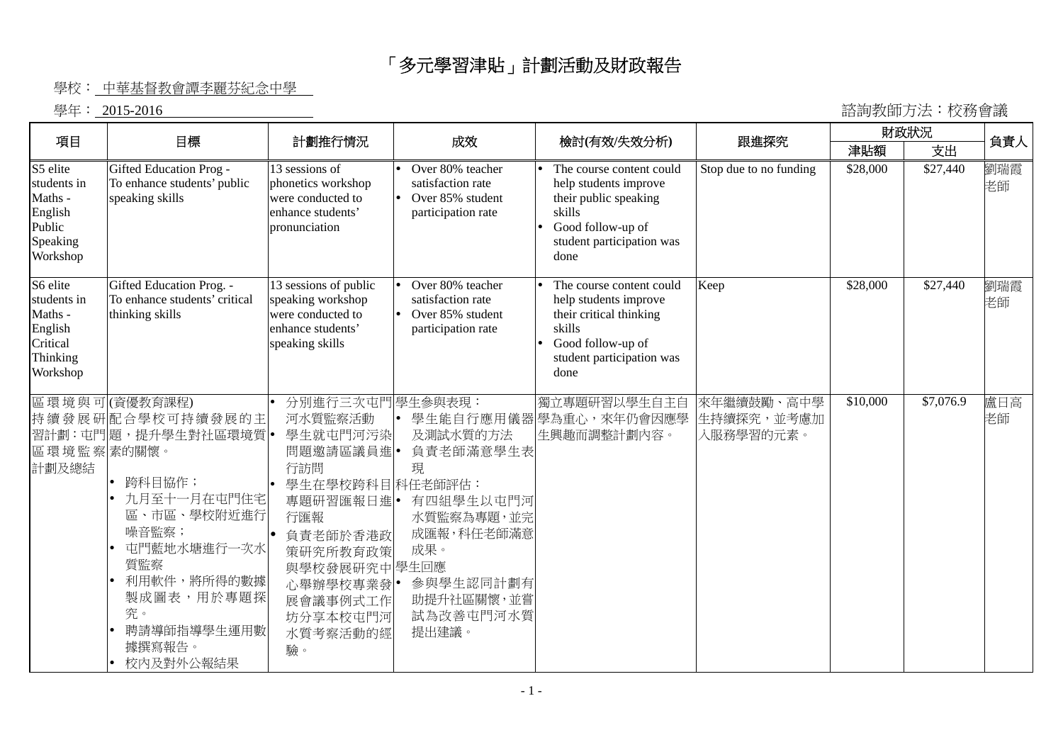# 「多元學習津貼」計劃活動及財政報告

學校： 中華基督教會譚李麗芬紀念中學

學年： 2015-2016

諮詢教師方法：校務會議

| 項目 | 目標 | 計劃推行情況 | 成效 | 檢討(有效/失效分析) | 跟進探究 | 財政狀況 | | 負責人 |
|---|---|---|---|---|---|---|---|---|
| | | | | | | 津貼額 | 支出 | |
| S5 elite students in Maths - English Public Speaking Workshop | Gifted Education Prog - To enhance students' public speaking skills | 13 sessions of phonetics workshop were conducted to enhance students' pronunciation | • Over 80% teacher satisfaction rate<br>• Over 85% student participation rate | • The course content could help students improve their public speaking skills<br>• Good follow-up of student participation was done | Stop due to no funding | $28,000 | $27,440 | 劉瑞霞老師 |
| S6 elite students in Maths - English Critical Thinking Workshop | Gifted Education Prog. - To enhance students' critical thinking skills | 13 sessions of public speaking workshop were conducted to enhance students' speaking skills | • Over 80% teacher satisfaction rate<br>• Over 85% student participation rate | • The course content could help students improve their critical thinking skills<br>• Good follow-up of student participation was done | Keep | $28,000 | $27,440 | 劉瑞霞老師 |
| 區環境與可持續發展研習計劃：屯門區環境監察計劃及總結 | (資優教育課程)<br>配合學校可持續發展的主題，提升學生對社區環境質素的關懷。<br>• 跨科目協作；<br>• 九月至十一月在屯門住宅區、市區、學校附近進行噪音監察；<br>• 屯門藍地水塘進行一次水質監察<br>• 利用軟件，將所得的數據製成圖表，用於專題探究。<br>• 聘請導師指導學生運用數據撰寫報告。<br>• 校內及對外公報結果 | • 分別進行三次屯門河水質監察活動<br>• 學生就屯門河污染問題邀請區議員進行訪問<br>• 學生在學校跨科目專題研習匯報日進行匯報<br>• 負責老師於香港政策研究所教育政策與學校發展研究中心舉辦學校專業發展會議事例式工作坊分享本校屯門河水質考察活動的經驗。 | 學生參與表現：<br>• 學生能自行應用儀器及測試水質的方法<br>• 負責老師滿意學生表現<br>科任老師評估：<br>• 有四組學生以屯門河水質監察為專題，並完成匯報，科任老師滿意成果。<br>學生回應<br>• 參與學生認同計劃有助提升社區關懷，並嘗試為改善屯門河水質提出建議。 | 獨立專題研習以學生自主自學為重心，來年仍會因應學生興趣而調整計劃內容。 | 來年繼續鼓勵、高中學生持續探究，並考慮加入服務學習的元素。 | $10,000 | $7,076.9 | 盧日高老師 |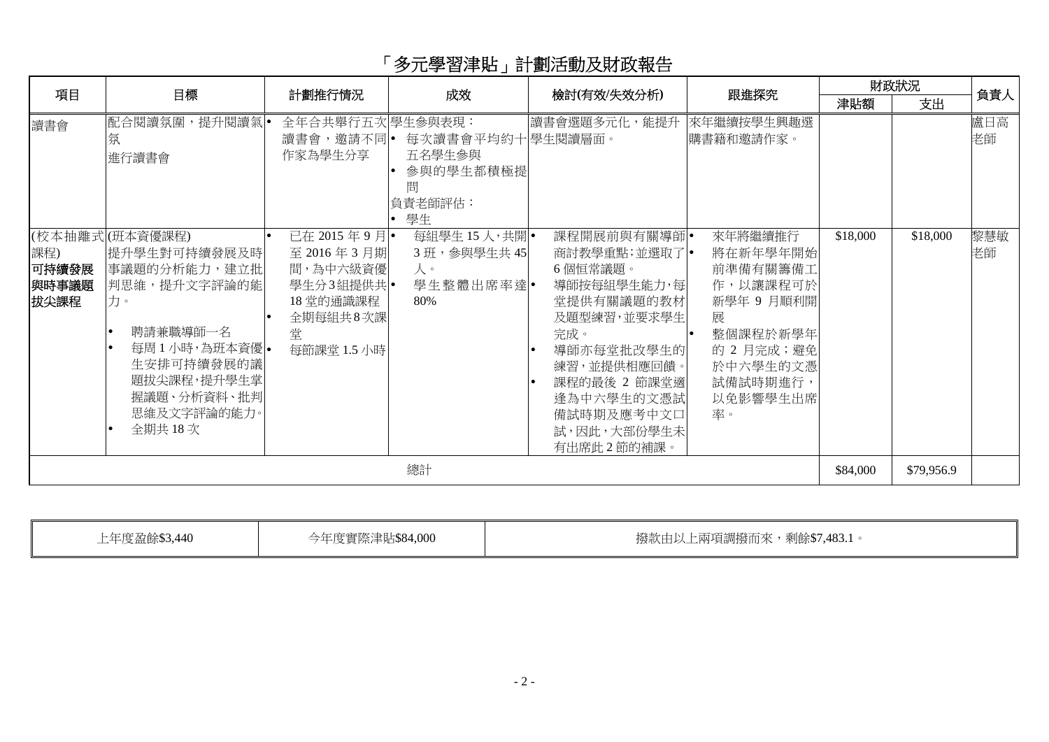# 「多元學習津貼」計劃活動及財政報告

| 項目 | 目標 | 計劃推行情況 | 成效 | 檢討(有效/失效分析) | 跟進探究 | 財政狀況 | | 負責人 |
|---|---|---|---|---|---|---|---|---|
| | | | | | | 津貼額 | 支出 | |
| 讀書會 | 配合閱讀氛圍，提升閱讀氣氛<br>進行讀書會 | • 全年合共舉行五次讀書會，邀請不同作家為學生分享 | 學生參與表現：<br>• 每次讀書會平均約十五名學生參與<br>• 參與的學生都積極提問<br>負責老師評估：<br>• 學生 | 讀書會選題多元化，能提升學生閱讀層面。 | 來年繼續按學生興趣選購書籍和邀請作家。 | | | 盧日高老師 |
| (校本抽離式課程)<br>**可持續發展與時事議題拔尖課程** | (班本資優課程)<br>提升學生對可持續發展及時事議題的分析能力，建立批判思維，提升文字評論的能力。<br>• 聘請兼職導師一名<br>• 每周 1 小時，為班本資優生安排可持續發展的議題拔尖課程，提升學生掌握議題、分析資料、批判思維及文字評論的能力。<br>• 全期共 18 次 | • 已在 2015 年 9 月至 2016 年 3 月期間，為中六級資優學生分3組提供共18 堂的通識課程<br>• 全期每組共8次課堂<br>• 每節課堂 1.5 小時 | • 每組學生 15 人，共開 3 班，參與學生共 45 人。<br>• 學生整體出席率達 80% | • 課程開展前與有關導師商討教學重點；並選取了 6 個恒常議題。<br>• 導師按每組學生能力，每堂提供有關議題的教材及題型練習，並要求學生完成。<br>• 導師亦每堂批改學生的練習，並提供相應回饋。<br>• 課程的最後 2 節課堂適逢為中六學生的文憑試備試時期及應考中文口試，因此，大部份學生未有出席此 2 節的補課。 | • 來年將繼續推行<br>• 將在新年學年開始前準備有關籌備工作，以讓課程可於新學年 9 月順利開展<br>• 整個課程於新學年的 2 月完成；避免於中六學生的文憑試備試時期進行，以免影響學生出席率。 | $18,000 | $18,000 | 黎慧敏老師 |
| 總計 | | | | | | $84,000 | $79,956.9 | |

| | | |
|---|---|---|
| 上年度盈餘$3,440 | 今年度實際津貼$84,000 | 撥款由以上兩項調撥而來，剩餘$7,483.1。 |